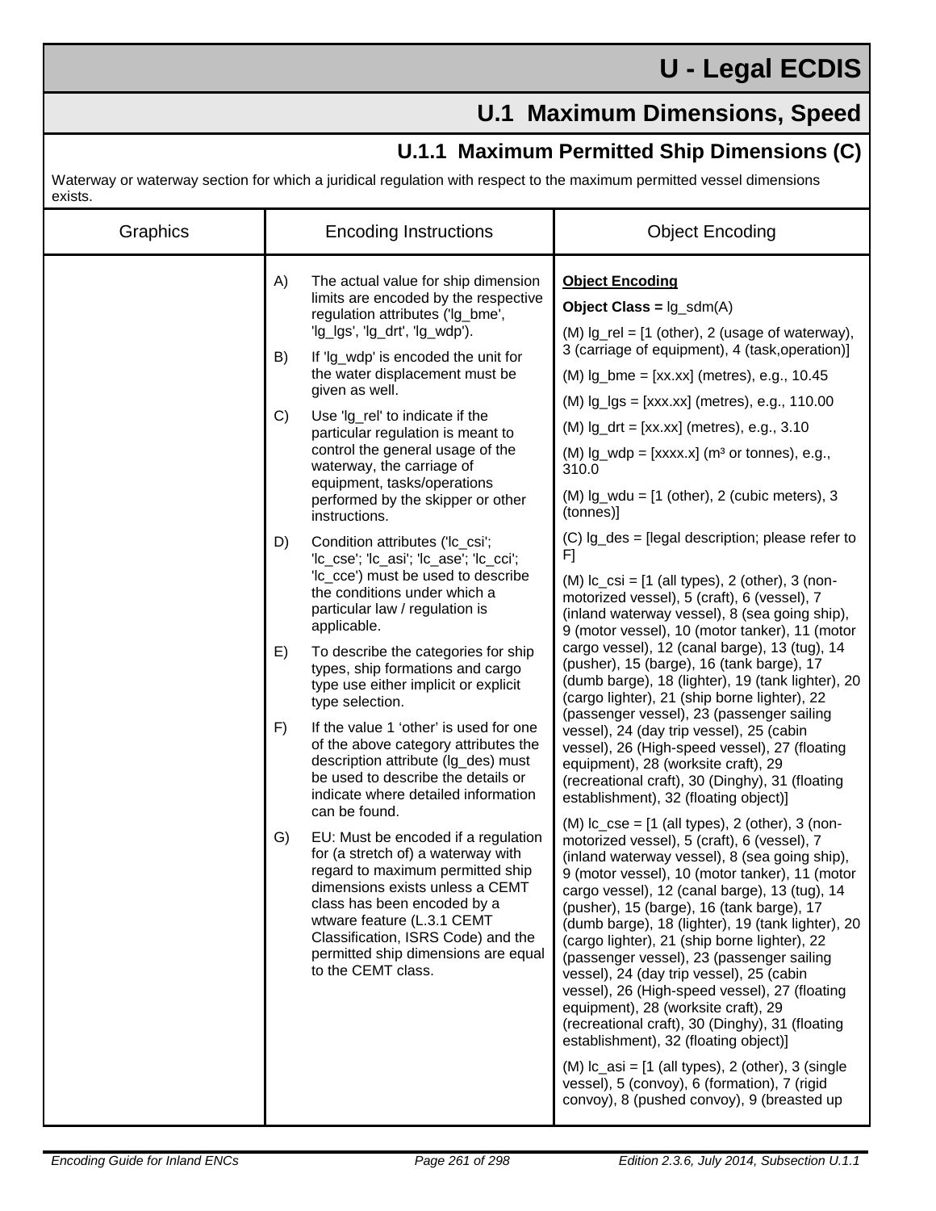# U - Legal ECDIS

## U.1 Maximum Dimensions, Speed

### U.1.1 Maximum Permitted Ship Dimensions (C)

Waterway or waterway section for which a juridical regulation with respect to the maximum permitted vessel dimensions exists.

| Graphics | Encoding Instructions | Object Encoding |
|---|---|---|
| | A) The actual value for ship dimension limits are encoded by the respective regulation attributes ('lg_bme', 'lg_lgs', 'lg_drt', 'lg_wdp').<br><br>B) If 'lg_wdp' is encoded the unit for the water displacement must be given as well.<br><br>C) Use 'lg_rel' to indicate if the particular regulation is meant to control the general usage of the waterway, the carriage of equipment, tasks/operations performed by the skipper or other instructions.<br><br>D) Condition attributes ('lc_csi'; 'lc_cse'; 'lc_asi'; 'lc_ase'; 'lc_cci'; 'lc_cce') must be used to describe the conditions under which a particular law / regulation is applicable.<br><br>E) To describe the categories for ship types, ship formations and cargo type use either implicit or explicit type selection.<br><br>F) If the value 1 'other' is used for one of the above category attributes the description attribute (lg_des) must be used to describe the details or indicate where detailed information can be found.<br><br>G) EU: Must be encoded if a regulation for (a stretch of) a waterway with regard to maximum permitted ship dimensions exists unless a CEMT class has been encoded by a wtware feature (L.3.1 CEMT Classification, ISRS Code) and the permitted ship dimensions are equal to the CEMT class. | **Object Encoding**<br><br>**Object Class =** lg_sdm(A)<br><br>(M) lg_rel = [1 (other), 2 (usage of waterway), 3 (carriage of equipment), 4 (task,operation)]<br><br>(M) lg_bme = [xx.xx] (metres), e.g., 10.45<br><br>(M) lg_lgs = [xxx.xx] (metres), e.g., 110.00<br><br>(M) lg_drt = [xx.xx] (metres), e.g., 3.10<br><br>(M) lg_wdp = [xxxx.x] (m³ or tonnes), e.g., 310.0<br><br>(M) lg_wdu = [1 (other), 2 (cubic meters), 3 (tonnes)]<br><br>(C) lg_des = [legal description; please refer to F]<br><br>(M) lc_csi = [1 (all types), 2 (other), 3 (non-motorized vessel), 5 (craft), 6 (vessel), 7 (inland waterway vessel), 8 (sea going ship), 9 (motor vessel), 10 (motor tanker), 11 (motor cargo vessel), 12 (canal barge), 13 (tug), 14 (pusher), 15 (barge), 16 (tank barge), 17 (dumb barge), 18 (lighter), 19 (tank lighter), 20 (cargo lighter), 21 (ship borne lighter), 22 (passenger vessel), 23 (passenger sailing vessel), 24 (day trip vessel), 25 (cabin vessel), 26 (High-speed vessel), 27 (floating equipment), 28 (worksite craft), 29 (recreational craft), 30 (Dinghy), 31 (floating establishment), 32 (floating object)]<br><br>(M) lc_cse = [1 (all types), 2 (other), 3 (non-motorized vessel), 5 (craft), 6 (vessel), 7 (inland waterway vessel), 8 (sea going ship), 9 (motor vessel), 10 (motor tanker), 11 (motor cargo vessel), 12 (canal barge), 13 (tug), 14 (pusher), 15 (barge), 16 (tank barge), 17 (dumb barge), 18 (lighter), 19 (tank lighter), 20 (cargo lighter), 21 (ship borne lighter), 22 (passenger vessel), 23 (passenger sailing vessel), 24 (day trip vessel), 25 (cabin vessel), 26 (High-speed vessel), 27 (floating equipment), 28 (worksite craft), 29 (recreational craft), 30 (Dinghy), 31 (floating establishment), 32 (floating object)]<br><br>(M) lc_asi = [1 (all types), 2 (other), 3 (single vessel), 5 (convoy), 6 (formation), 7 (rigid convoy), 8 (pushed convoy), 9 (breasted up |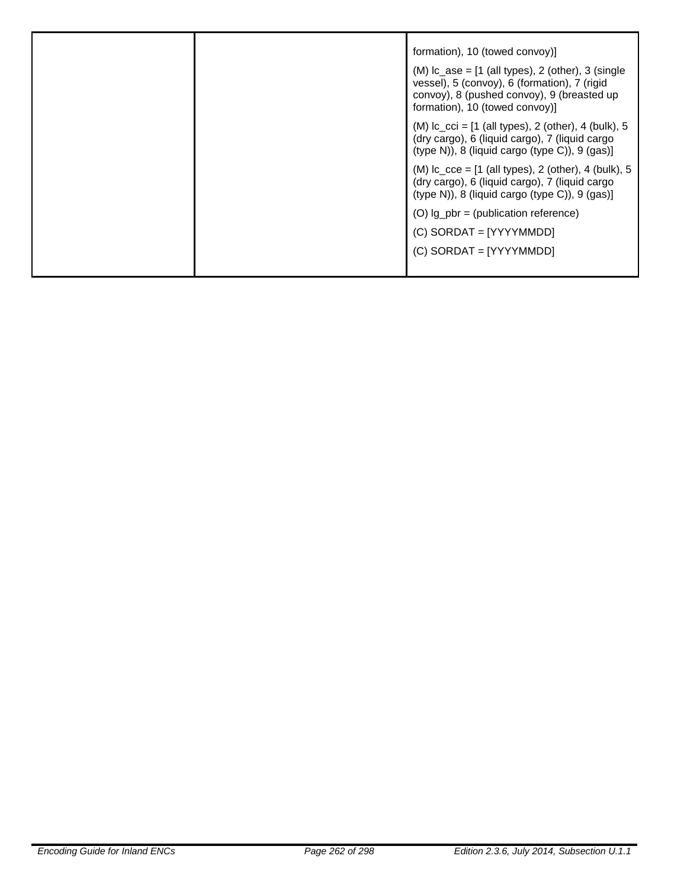| | | |
|---|---|---|
| | | formation), 10 (towed convoy)]<br><br>(M) lc_ase = [1 (all types), 2 (other), 3 (single vessel), 5 (convoy), 6 (formation), 7 (rigid convoy), 8 (pushed convoy), 9 (breasted up formation), 10 (towed convoy)]<br><br>(M) lc_cci = [1 (all types), 2 (other), 4 (bulk), 5 (dry cargo), 6 (liquid cargo), 7 (liquid cargo (type N)), 8 (liquid cargo (type C)), 9 (gas)]<br><br>(M) lc_cce = [1 (all types), 2 (other), 4 (bulk), 5 (dry cargo), 6 (liquid cargo), 7 (liquid cargo (type N)), 8 (liquid cargo (type C)), 9 (gas)]<br><br>(O) lg_pbr = (publication reference)<br><br>(C) SORDAT = [YYYYMMDD]<br><br>(C) SORDAT = [YYYYMMDD] |